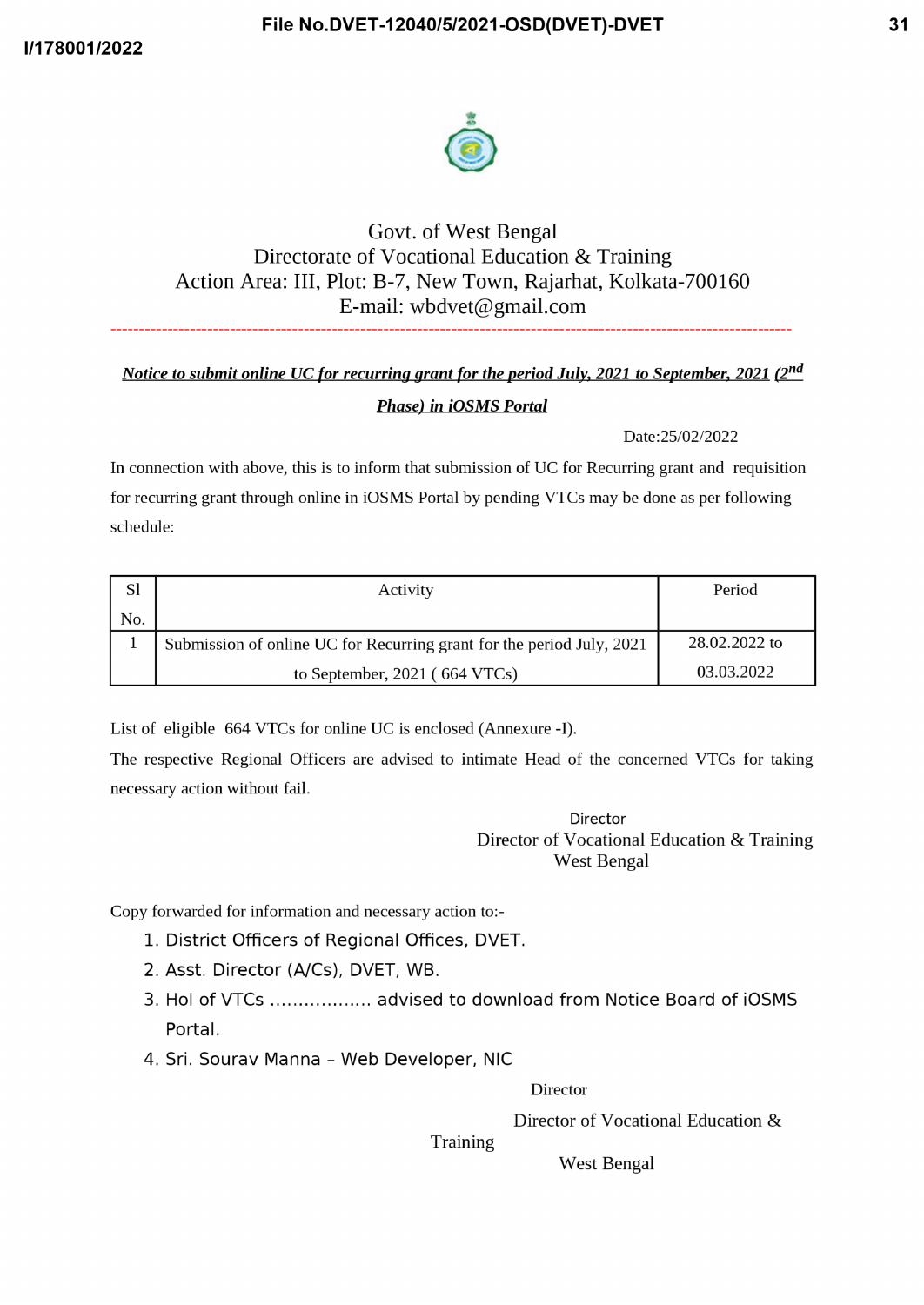Govt. of West Bengal
Directorate of Vocational Education & Training
Action Area: III, Plot: B-7, New Town, Rajarhat, Kolkata-700160
E-mail: wbdvet@gmail.com

---

***Notice to submit online UC for recurring grant for the period July, 2021 to September, 2021 (2nd Phase) in iOSMS Portal***

Date:25/02/2022

In connection with above, this is to inform that submission of UC for Recurring grant and requisition for recurring grant through online in iOSMS Portal by pending VTCs may be done as per following schedule:

| Sl No. | Activity | Period |
|---|---|---|
| 1 | Submission of online UC for Recurring grant for the period July, 2021 to September, 2021 ( 664 VTCs) | 28.02.2022 to 03.03.2022 |

List of eligible 664 VTCs for online UC is enclosed (Annexure -I).

The respective Regional Officers are advised to intimate Head of the concerned VTCs for taking necessary action without fail.

Director
Director of Vocational Education & Training
West Bengal

Copy forwarded for information and necessary action to:-

1. District Officers of Regional Offices, DVET.
2. Asst. Director (A/Cs), DVET, WB.
3. HoI of VTCs ................. advised to download from Notice Board of iOSMS Portal.
4. Sri. Sourav Manna – Web Developer, NIC

Director
Director of Vocational Education & Training
West Bengal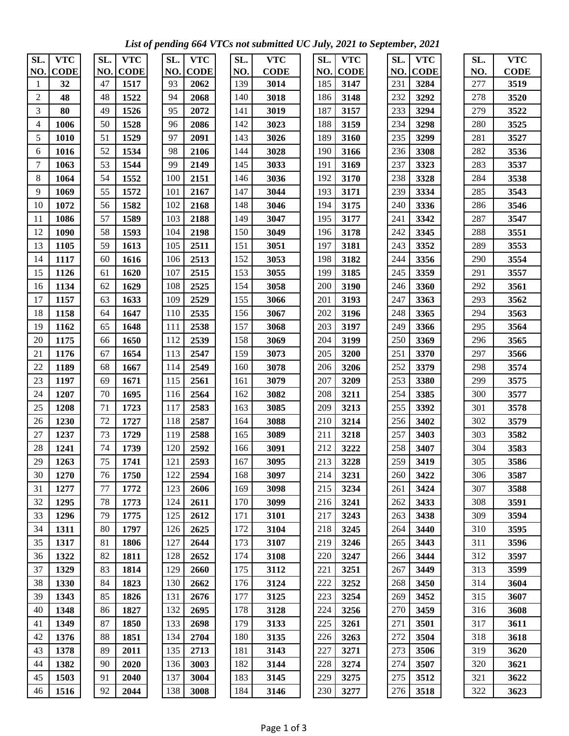*List of pending 664 VTCs not submitted UC July, 2021 to September, 2021*

| SL. NO. | VTC CODE | SL. NO. | VTC CODE | SL. NO. | VTC CODE | SL. NO. | VTC CODE | SL. NO. | VTC CODE | SL. NO. | VTC CODE | SL. NO. | VTC CODE |
|---|---|---|---|---|---|---|---|---|---|---|---|---|---|
| 1 | **32** | 47 | **1517** | 93 | **2062** | 139 | **3014** | 185 | **3147** | 231 | **3284** | 277 | **3519** |
| 2 | **48** | 48 | **1522** | 94 | **2068** | 140 | **3018** | 186 | **3148** | 232 | **3292** | 278 | **3520** |
| 3 | **80** | 49 | **1526** | 95 | **2072** | 141 | **3019** | 187 | **3157** | 233 | **3294** | 279 | **3522** |
| 4 | **1006** | 50 | **1528** | 96 | **2086** | 142 | **3023** | 188 | **3159** | 234 | **3298** | 280 | **3525** |
| 5 | **1010** | 51 | **1529** | 97 | **2091** | 143 | **3026** | 189 | **3160** | 235 | **3299** | 281 | **3527** |
| 6 | **1016** | 52 | **1534** | 98 | **2106** | 144 | **3028** | 190 | **3166** | 236 | **3308** | 282 | **3536** |
| 7 | **1063** | 53 | **1544** | 99 | **2149** | 145 | **3033** | 191 | **3169** | 237 | **3323** | 283 | **3537** |
| 8 | **1064** | 54 | **1552** | 100 | **2151** | 146 | **3036** | 192 | **3170** | 238 | **3328** | 284 | **3538** |
| 9 | **1069** | 55 | **1572** | 101 | **2167** | 147 | **3044** | 193 | **3171** | 239 | **3334** | 285 | **3543** |
| 10 | **1072** | 56 | **1582** | 102 | **2168** | 148 | **3046** | 194 | **3175** | 240 | **3336** | 286 | **3546** |
| 11 | **1086** | 57 | **1589** | 103 | **2188** | 149 | **3047** | 195 | **3177** | 241 | **3342** | 287 | **3547** |
| 12 | **1090** | 58 | **1593** | 104 | **2198** | 150 | **3049** | 196 | **3178** | 242 | **3345** | 288 | **3551** |
| 13 | **1105** | 59 | **1613** | 105 | **2511** | 151 | **3051** | 197 | **3181** | 243 | **3352** | 289 | **3553** |
| 14 | **1117** | 60 | **1616** | 106 | **2513** | 152 | **3053** | 198 | **3182** | 244 | **3356** | 290 | **3554** |
| 15 | **1126** | 61 | **1620** | 107 | **2515** | 153 | **3055** | 199 | **3185** | 245 | **3359** | 291 | **3557** |
| 16 | **1134** | 62 | **1629** | 108 | **2525** | 154 | **3058** | 200 | **3190** | 246 | **3360** | 292 | **3561** |
| 17 | **1157** | 63 | **1633** | 109 | **2529** | 155 | **3066** | 201 | **3193** | 247 | **3363** | 293 | **3562** |
| 18 | **1158** | 64 | **1647** | 110 | **2535** | 156 | **3067** | 202 | **3196** | 248 | **3365** | 294 | **3563** |
| 19 | **1162** | 65 | **1648** | 111 | **2538** | 157 | **3068** | 203 | **3197** | 249 | **3366** | 295 | **3564** |
| 20 | **1175** | 66 | **1650** | 112 | **2539** | 158 | **3069** | 204 | **3199** | 250 | **3369** | 296 | **3565** |
| 21 | **1176** | 67 | **1654** | 113 | **2547** | 159 | **3073** | 205 | **3200** | 251 | **3370** | 297 | **3566** |
| 22 | **1189** | 68 | **1667** | 114 | **2549** | 160 | **3078** | 206 | **3206** | 252 | **3379** | 298 | **3574** |
| 23 | **1197** | 69 | **1671** | 115 | **2561** | 161 | **3079** | 207 | **3209** | 253 | **3380** | 299 | **3575** |
| 24 | **1207** | 70 | **1695** | 116 | **2564** | 162 | **3082** | 208 | **3211** | 254 | **3385** | 300 | **3577** |
| 25 | **1208** | 71 | **1723** | 117 | **2583** | 163 | **3085** | 209 | **3213** | 255 | **3392** | 301 | **3578** |
| 26 | **1230** | 72 | **1727** | 118 | **2587** | 164 | **3088** | 210 | **3214** | 256 | **3402** | 302 | **3579** |
| 27 | **1237** | 73 | **1729** | 119 | **2588** | 165 | **3089** | 211 | **3218** | 257 | **3403** | 303 | **3582** |
| 28 | **1241** | 74 | **1739** | 120 | **2592** | 166 | **3091** | 212 | **3222** | 258 | **3407** | 304 | **3583** |
| 29 | **1263** | 75 | **1741** | 121 | **2593** | 167 | **3095** | 213 | **3228** | 259 | **3419** | 305 | **3586** |
| 30 | **1270** | 76 | **1750** | 122 | **2594** | 168 | **3097** | 214 | **3231** | 260 | **3422** | 306 | **3587** |
| 31 | **1277** | 77 | **1772** | 123 | **2606** | 169 | **3098** | 215 | **3234** | 261 | **3424** | 307 | **3588** |
| 32 | **1295** | 78 | **1773** | 124 | **2611** | 170 | **3099** | 216 | **3241** | 262 | **3433** | 308 | **3591** |
| 33 | **1296** | 79 | **1775** | 125 | **2612** | 171 | **3101** | 217 | **3243** | 263 | **3438** | 309 | **3594** |
| 34 | **1311** | 80 | **1797** | 126 | **2625** | 172 | **3104** | 218 | **3245** | 264 | **3440** | 310 | **3595** |
| 35 | **1317** | 81 | **1806** | 127 | **2644** | 173 | **3107** | 219 | **3246** | 265 | **3443** | 311 | **3596** |
| 36 | **1322** | 82 | **1811** | 128 | **2652** | 174 | **3108** | 220 | **3247** | 266 | **3444** | 312 | **3597** |
| 37 | **1329** | 83 | **1814** | 129 | **2660** | 175 | **3112** | 221 | **3251** | 267 | **3449** | 313 | **3599** |
| 38 | **1330** | 84 | **1823** | 130 | **2662** | 176 | **3124** | 222 | **3252** | 268 | **3450** | 314 | **3604** |
| 39 | **1343** | 85 | **1826** | 131 | **2676** | 177 | **3125** | 223 | **3254** | 269 | **3452** | 315 | **3607** |
| 40 | **1348** | 86 | **1827** | 132 | **2695** | 178 | **3128** | 224 | **3256** | 270 | **3459** | 316 | **3608** |
| 41 | **1349** | 87 | **1850** | 133 | **2698** | 179 | **3133** | 225 | **3261** | 271 | **3501** | 317 | **3611** |
| 42 | **1376** | 88 | **1851** | 134 | **2704** | 180 | **3135** | 226 | **3263** | 272 | **3504** | 318 | **3618** |
| 43 | **1378** | 89 | **2011** | 135 | **2713** | 181 | **3143** | 227 | **3271** | 273 | **3506** | 319 | **3620** |
| 44 | **1382** | 90 | **2020** | 136 | **3003** | 182 | **3144** | 228 | **3274** | 274 | **3507** | 320 | **3621** |
| 45 | **1503** | 91 | **2040** | 137 | **3004** | 183 | **3145** | 229 | **3275** | 275 | **3512** | 321 | **3622** |
| 46 | **1516** | 92 | **2044** | 138 | **3008** | 184 | **3146** | 230 | **3277** | 276 | **3518** | 322 | **3623** |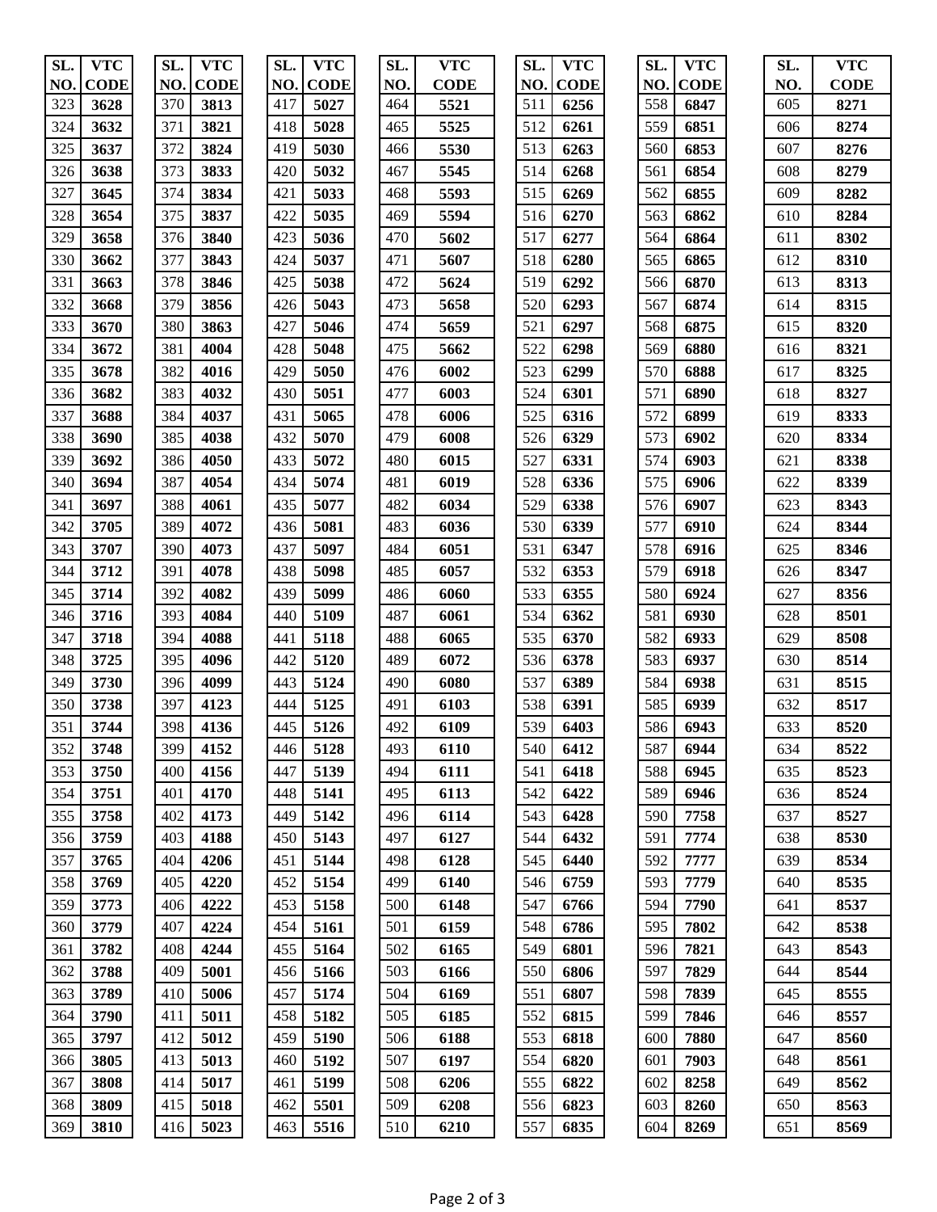| SL. NO. | VTC CODE |
|---|---|
| 323 | 3628 |
| 324 | 3632 |
| 325 | 3637 |
| 326 | 3638 |
| 327 | 3645 |
| 328 | 3654 |
| 329 | 3658 |
| 330 | 3662 |
| 331 | 3663 |
| 332 | 3668 |
| 333 | 3670 |
| 334 | 3672 |
| 335 | 3678 |
| 336 | 3682 |
| 337 | 3688 |
| 338 | 3690 |
| 339 | 3692 |
| 340 | 3694 |
| 341 | 3697 |
| 342 | 3705 |
| 343 | 3707 |
| 344 | 3712 |
| 345 | 3714 |
| 346 | 3716 |
| 347 | 3718 |
| 348 | 3725 |
| 349 | 3730 |
| 350 | 3738 |
| 351 | 3744 |
| 352 | 3748 |
| 353 | 3750 |
| 354 | 3751 |
| 355 | 3758 |
| 356 | 3759 |
| 357 | 3765 |
| 358 | 3769 |
| 359 | 3773 |
| 360 | 3779 |
| 361 | 3782 |
| 362 | 3788 |
| 363 | 3789 |
| 364 | 3790 |
| 365 | 3797 |
| 366 | 3805 |
| 367 | 3808 |
| 368 | 3809 |
| 369 | 3810 |
| 370 | 3813 |
| 371 | 3821 |
| 372 | 3824 |
| 373 | 3833 |
| 374 | 3834 |
| 375 | 3837 |
| 376 | 3840 |
| 377 | 3843 |
| 378 | 3846 |
| 379 | 3856 |
| 380 | 3863 |
| 381 | 4004 |
| 382 | 4016 |
| 383 | 4032 |
| 384 | 4037 |
| 385 | 4038 |
| 386 | 4050 |
| 387 | 4054 |
| 388 | 4061 |
| 389 | 4072 |
| 390 | 4073 |
| 391 | 4078 |
| 392 | 4082 |
| 393 | 4084 |
| 394 | 4088 |
| 395 | 4096 |
| 396 | 4099 |
| 397 | 4123 |
| 398 | 4136 |
| 399 | 4152 |
| 400 | 4156 |
| 401 | 4170 |
| 402 | 4173 |
| 403 | 4188 |
| 404 | 4206 |
| 405 | 4220 |
| 406 | 4222 |
| 407 | 4224 |
| 408 | 4244 |
| 409 | 5001 |
| 410 | 5006 |
| 411 | 5011 |
| 412 | 5012 |
| 413 | 5013 |
| 414 | 5017 |
| 415 | 5018 |
| 416 | 5023 |
| 417 | 5027 |
| 418 | 5028 |
| 419 | 5030 |
| 420 | 5032 |
| 421 | 5033 |
| 422 | 5035 |
| 423 | 5036 |
| 424 | 5037 |
| 425 | 5038 |
| 426 | 5043 |
| 427 | 5046 |
| 428 | 5048 |
| 429 | 5050 |
| 430 | 5051 |
| 431 | 5065 |
| 432 | 5070 |
| 433 | 5072 |
| 434 | 5074 |
| 435 | 5077 |
| 436 | 5081 |
| 437 | 5097 |
| 438 | 5098 |
| 439 | 5099 |
| 440 | 5109 |
| 441 | 5118 |
| 442 | 5120 |
| 443 | 5124 |
| 444 | 5125 |
| 445 | 5126 |
| 446 | 5128 |
| 447 | 5139 |
| 448 | 5141 |
| 449 | 5142 |
| 450 | 5143 |
| 451 | 5144 |
| 452 | 5154 |
| 453 | 5158 |
| 454 | 5161 |
| 455 | 5164 |
| 456 | 5166 |
| 457 | 5174 |
| 458 | 5182 |
| 459 | 5190 |
| 460 | 5192 |
| 461 | 5199 |
| 462 | 5501 |
| 463 | 5516 |
| 464 | 5521 |
| 465 | 5525 |
| 466 | 5530 |
| 467 | 5545 |
| 468 | 5593 |
| 469 | 5594 |
| 470 | 5602 |
| 471 | 5607 |
| 472 | 5624 |
| 473 | 5658 |
| 474 | 5659 |
| 475 | 5662 |
| 476 | 6002 |
| 477 | 6003 |
| 478 | 6006 |
| 479 | 6008 |
| 480 | 6015 |
| 481 | 6019 |
| 482 | 6034 |
| 483 | 6036 |
| 484 | 6051 |
| 485 | 6057 |
| 486 | 6060 |
| 487 | 6061 |
| 488 | 6065 |
| 489 | 6072 |
| 490 | 6080 |
| 491 | 6103 |
| 492 | 6109 |
| 493 | 6110 |
| 494 | 6111 |
| 495 | 6113 |
| 496 | 6114 |
| 497 | 6127 |
| 498 | 6128 |
| 499 | 6140 |
| 500 | 6148 |
| 501 | 6159 |
| 502 | 6165 |
| 503 | 6166 |
| 504 | 6169 |
| 505 | 6185 |
| 506 | 6188 |
| 507 | 6197 |
| 508 | 6206 |
| 509 | 6208 |
| 510 | 6210 |
| 511 | 6256 |
| 512 | 6261 |
| 513 | 6263 |
| 514 | 6268 |
| 515 | 6269 |
| 516 | 6270 |
| 517 | 6277 |
| 518 | 6280 |
| 519 | 6292 |
| 520 | 6293 |
| 521 | 6297 |
| 522 | 6298 |
| 523 | 6299 |
| 524 | 6301 |
| 525 | 6316 |
| 526 | 6329 |
| 527 | 6331 |
| 528 | 6336 |
| 529 | 6338 |
| 530 | 6339 |
| 531 | 6347 |
| 532 | 6353 |
| 533 | 6355 |
| 534 | 6362 |
| 535 | 6370 |
| 536 | 6378 |
| 537 | 6389 |
| 538 | 6391 |
| 539 | 6403 |
| 540 | 6412 |
| 541 | 6418 |
| 542 | 6422 |
| 543 | 6428 |
| 544 | 6432 |
| 545 | 6440 |
| 546 | 6759 |
| 547 | 6766 |
| 548 | 6786 |
| 549 | 6801 |
| 550 | 6806 |
| 551 | 6807 |
| 552 | 6815 |
| 553 | 6818 |
| 554 | 6820 |
| 555 | 6822 |
| 556 | 6823 |
| 557 | 6835 |
| 558 | 6847 |
| 559 | 6851 |
| 560 | 6853 |
| 561 | 6854 |
| 562 | 6855 |
| 563 | 6862 |
| 564 | 6864 |
| 565 | 6865 |
| 566 | 6870 |
| 567 | 6874 |
| 568 | 6875 |
| 569 | 6880 |
| 570 | 6888 |
| 571 | 6890 |
| 572 | 6899 |
| 573 | 6902 |
| 574 | 6903 |
| 575 | 6906 |
| 576 | 6907 |
| 577 | 6910 |
| 578 | 6916 |
| 579 | 6918 |
| 580 | 6924 |
| 581 | 6930 |
| 582 | 6933 |
| 583 | 6937 |
| 584 | 6938 |
| 585 | 6939 |
| 586 | 6943 |
| 587 | 6944 |
| 588 | 6945 |
| 589 | 6946 |
| 590 | 7758 |
| 591 | 7774 |
| 592 | 7777 |
| 593 | 7779 |
| 594 | 7790 |
| 595 | 7802 |
| 596 | 7821 |
| 597 | 7829 |
| 598 | 7839 |
| 599 | 7846 |
| 600 | 7880 |
| 601 | 7903 |
| 602 | 8258 |
| 603 | 8260 |
| 604 | 8269 |
| 605 | 8271 |
| 606 | 8274 |
| 607 | 8276 |
| 608 | 8279 |
| 609 | 8282 |
| 610 | 8284 |
| 611 | 8302 |
| 612 | 8310 |
| 613 | 8313 |
| 614 | 8315 |
| 615 | 8320 |
| 616 | 8321 |
| 617 | 8325 |
| 618 | 8327 |
| 619 | 8333 |
| 620 | 8334 |
| 621 | 8338 |
| 622 | 8339 |
| 623 | 8343 |
| 624 | 8344 |
| 625 | 8346 |
| 626 | 8347 |
| 627 | 8356 |
| 628 | 8501 |
| 629 | 8508 |
| 630 | 8514 |
| 631 | 8515 |
| 632 | 8517 |
| 633 | 8520 |
| 634 | 8522 |
| 635 | 8523 |
| 636 | 8524 |
| 637 | 8527 |
| 638 | 8530 |
| 639 | 8534 |
| 640 | 8535 |
| 641 | 8537 |
| 642 | 8538 |
| 643 | 8543 |
| 644 | 8544 |
| 645 | 8555 |
| 646 | 8557 |
| 647 | 8560 |
| 648 | 8561 |
| 649 | 8562 |
| 650 | 8563 |
| 651 | 8569 |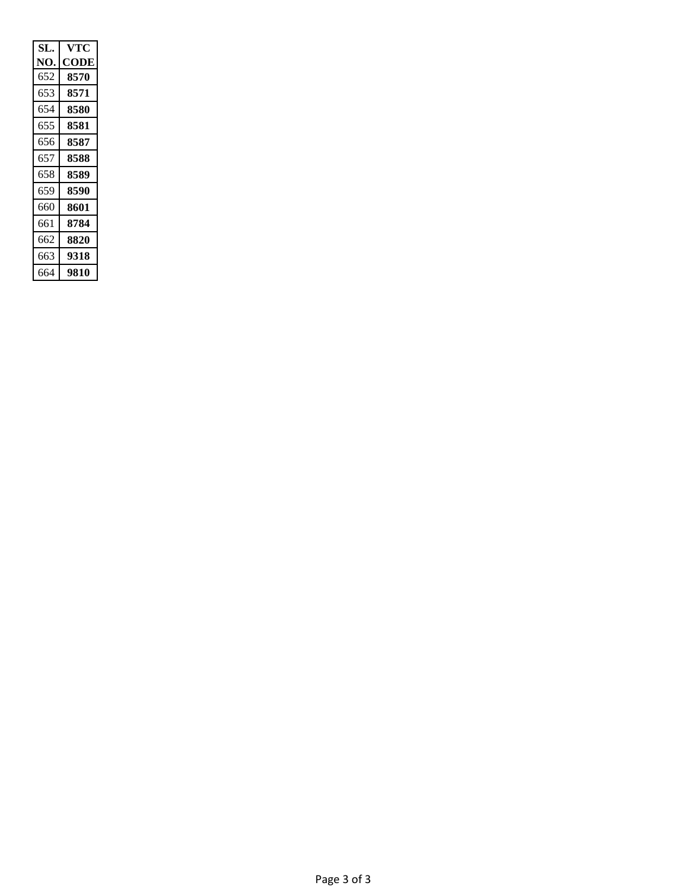| SL. NO. | VTC CODE |
|---|---|
| 652 | **8570** |
| 653 | **8571** |
| 654 | **8580** |
| 655 | **8581** |
| 656 | **8587** |
| 657 | **8588** |
| 658 | **8589** |
| 659 | **8590** |
| 660 | **8601** |
| 661 | **8784** |
| 662 | **8820** |
| 663 | **9318** |
| 664 | **9810** |